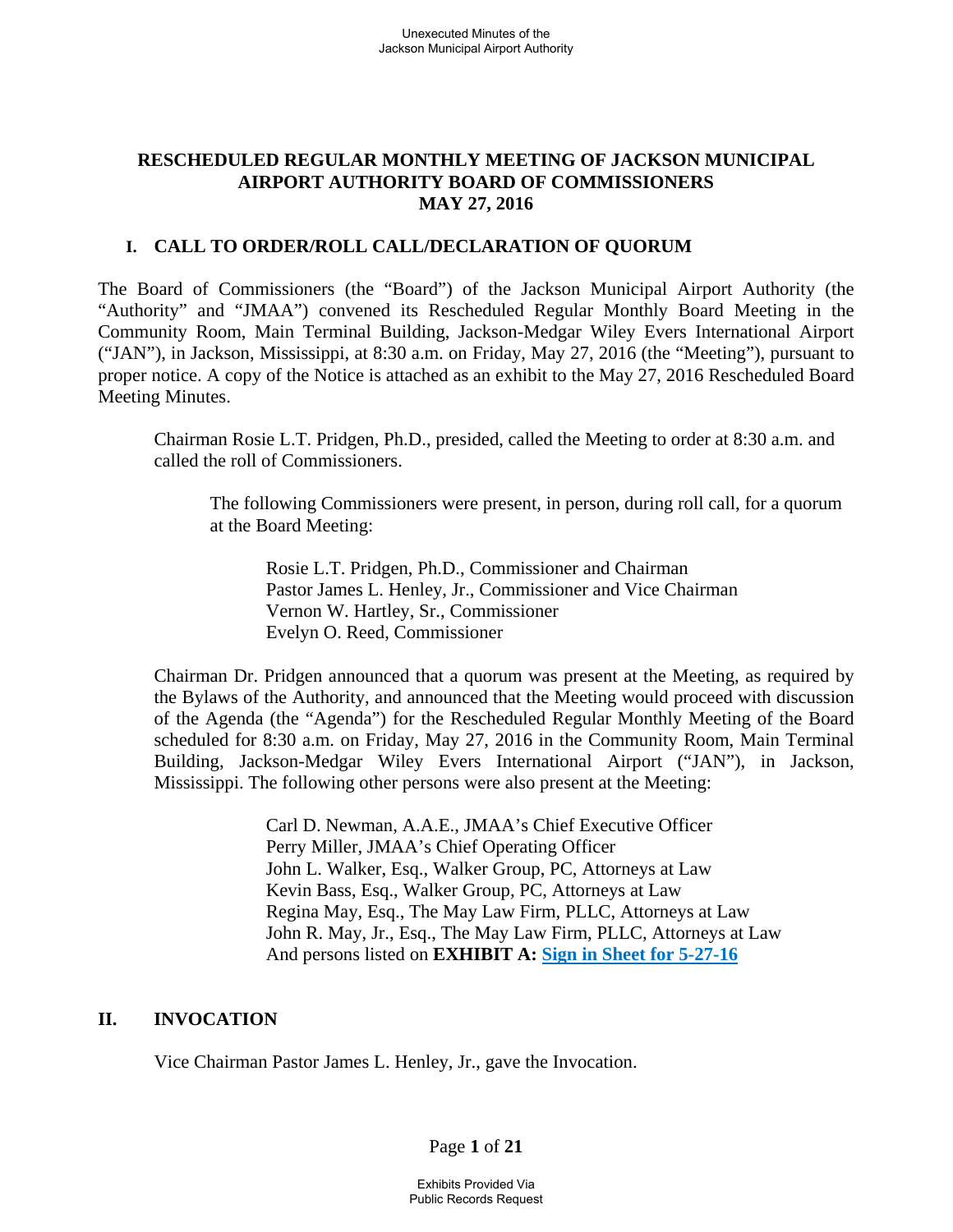# RESCHEDULED REGULAR MONTHLY MEETING OF JACKSON MUNICIPAL AIRPORT AUTHORITY BOARD OF COMMISSIONERS
# MAY 27, 2016

## I. CALL TO ORDER/ROLL CALL/DECLARATION OF QUORUM

The Board of Commissioners (the "Board") of the Jackson Municipal Airport Authority (the "Authority" and "JMAA") convened its Rescheduled Regular Monthly Board Meeting in the Community Room, Main Terminal Building, Jackson-Medgar Wiley Evers International Airport ("JAN"), in Jackson, Mississippi, at 8:30 a.m. on Friday, May 27, 2016 (the "Meeting"), pursuant to proper notice. A copy of the Notice is attached as an exhibit to the May 27, 2016 Rescheduled Board Meeting Minutes.

Chairman Rosie L.T. Pridgen, Ph.D., presided, called the Meeting to order at 8:30 a.m. and called the roll of Commissioners.

The following Commissioners were present, in person, during roll call, for a quorum at the Board Meeting:

Rosie L.T. Pridgen, Ph.D., Commissioner and Chairman
Pastor James L. Henley, Jr., Commissioner and Vice Chairman
Vernon W. Hartley, Sr., Commissioner
Evelyn O. Reed, Commissioner

Chairman Dr. Pridgen announced that a quorum was present at the Meeting, as required by the Bylaws of the Authority, and announced that the Meeting would proceed with discussion of the Agenda (the "Agenda") for the Rescheduled Regular Monthly Meeting of the Board scheduled for 8:30 a.m. on Friday, May 27, 2016 in the Community Room, Main Terminal Building, Jackson-Medgar Wiley Evers International Airport ("JAN"), in Jackson, Mississippi. The following other persons were also present at the Meeting:

Carl D. Newman, A.A.E., JMAA's Chief Executive Officer
Perry Miller, JMAA's Chief Operating Officer
John L. Walker, Esq., Walker Group, PC, Attorneys at Law
Kevin Bass, Esq., Walker Group, PC, Attorneys at Law
Regina May, Esq., The May Law Firm, PLLC, Attorneys at Law
John R. May, Jr., Esq., The May Law Firm, PLLC, Attorneys at Law
And persons listed on **EXHIBIT A: Sign in Sheet for 5-27-16**

## II. INVOCATION

Vice Chairman Pastor James L. Henley, Jr., gave the Invocation.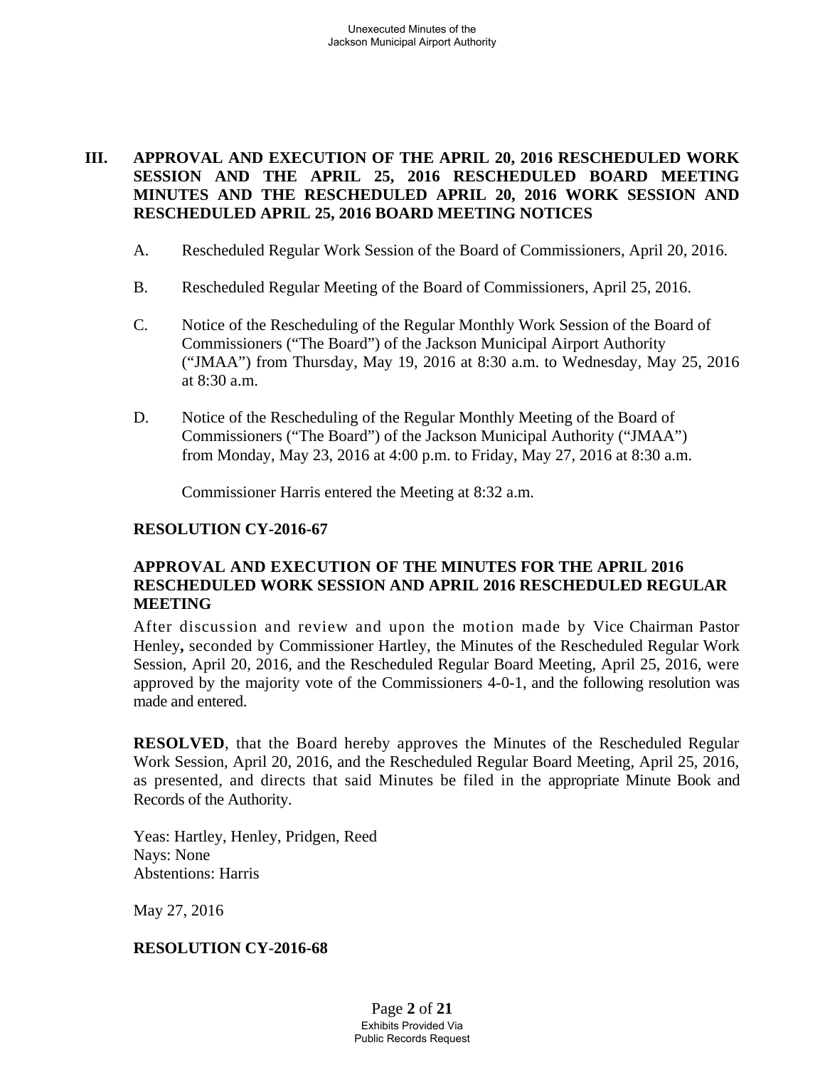## III. APPROVAL AND EXECUTION OF THE APRIL 20, 2016 RESCHEDULED WORK SESSION AND THE APRIL 25, 2016 RESCHEDULED BOARD MEETING MINUTES AND THE RESCHEDULED APRIL 20, 2016 WORK SESSION AND RESCHEDULED APRIL 25, 2016 BOARD MEETING NOTICES

A. Rescheduled Regular Work Session of the Board of Commissioners, April 20, 2016.

B. Rescheduled Regular Meeting of the Board of Commissioners, April 25, 2016.

C. Notice of the Rescheduling of the Regular Monthly Work Session of the Board of Commissioners ("The Board") of the Jackson Municipal Airport Authority ("JMAA") from Thursday, May 19, 2016 at 8:30 a.m. to Wednesday, May 25, 2016 at 8:30 a.m.

D. Notice of the Rescheduling of the Regular Monthly Meeting of the Board of Commissioners ("The Board") of the Jackson Municipal Authority ("JMAA") from Monday, May 23, 2016 at 4:00 p.m. to Friday, May 27, 2016 at 8:30 a.m.

Commissioner Harris entered the Meeting at 8:32 a.m.

**RESOLUTION CY-2016-67**

**APPROVAL AND EXECUTION OF THE MINUTES FOR THE APRIL 2016 RESCHEDULED WORK SESSION AND APRIL 2016 RESCHEDULED REGULAR MEETING**

After discussion and review and upon the motion made by Vice Chairman Pastor Henley**,** seconded by Commissioner Hartley, the Minutes of the Rescheduled Regular Work Session, April 20, 2016, and the Rescheduled Regular Board Meeting, April 25, 2016, were approved by the majority vote of the Commissioners 4-0-1, and the following resolution was made and entered.

**RESOLVED**, that the Board hereby approves the Minutes of the Rescheduled Regular Work Session, April 20, 2016, and the Rescheduled Regular Board Meeting, April 25, 2016, as presented, and directs that said Minutes be filed in the appropriate Minute Book and Records of the Authority.

Yeas: Hartley, Henley, Pridgen, Reed
Nays: None
Abstentions: Harris

May 27, 2016

**RESOLUTION CY-2016-68**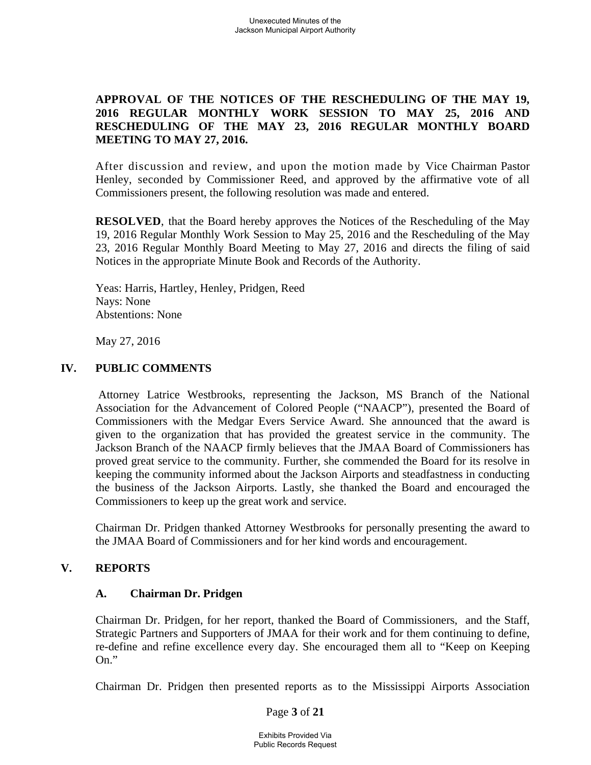**APPROVAL OF THE NOTICES OF THE RESCHEDULING OF THE MAY 19, 2016 REGULAR MONTHLY WORK SESSION TO MAY 25, 2016 AND RESCHEDULING OF THE MAY 23, 2016 REGULAR MONTHLY BOARD MEETING TO MAY 27, 2016.**

After discussion and review, and upon the motion made by Vice Chairman Pastor Henley, seconded by Commissioner Reed, and approved by the affirmative vote of all Commissioners present, the following resolution was made and entered.

**RESOLVED**, that the Board hereby approves the Notices of the Rescheduling of the May 19, 2016 Regular Monthly Work Session to May 25, 2016 and the Rescheduling of the May 23, 2016 Regular Monthly Board Meeting to May 27, 2016 and directs the filing of said Notices in the appropriate Minute Book and Records of the Authority.

Yeas: Harris, Hartley, Henley, Pridgen, Reed
Nays: None
Abstentions: None

May 27, 2016

## IV. PUBLIC COMMENTS

Attorney Latrice Westbrooks, representing the Jackson, MS Branch of the National Association for the Advancement of Colored People ("NAACP"), presented the Board of Commissioners with the Medgar Evers Service Award. She announced that the award is given to the organization that has provided the greatest service in the community. The Jackson Branch of the NAACP firmly believes that the JMAA Board of Commissioners has proved great service to the community. Further, she commended the Board for its resolve in keeping the community informed about the Jackson Airports and steadfastness in conducting the business of the Jackson Airports. Lastly, she thanked the Board and encouraged the Commissioners to keep up the great work and service.

Chairman Dr. Pridgen thanked Attorney Westbrooks for personally presenting the award to the JMAA Board of Commissioners and for her kind words and encouragement.

## V. REPORTS

### A. Chairman Dr. Pridgen

Chairman Dr. Pridgen, for her report, thanked the Board of Commissioners, and the Staff, Strategic Partners and Supporters of JMAA for their work and for them continuing to define, re-define and refine excellence every day. She encouraged them all to "Keep on Keeping On."

Chairman Dr. Pridgen then presented reports as to the Mississippi Airports Association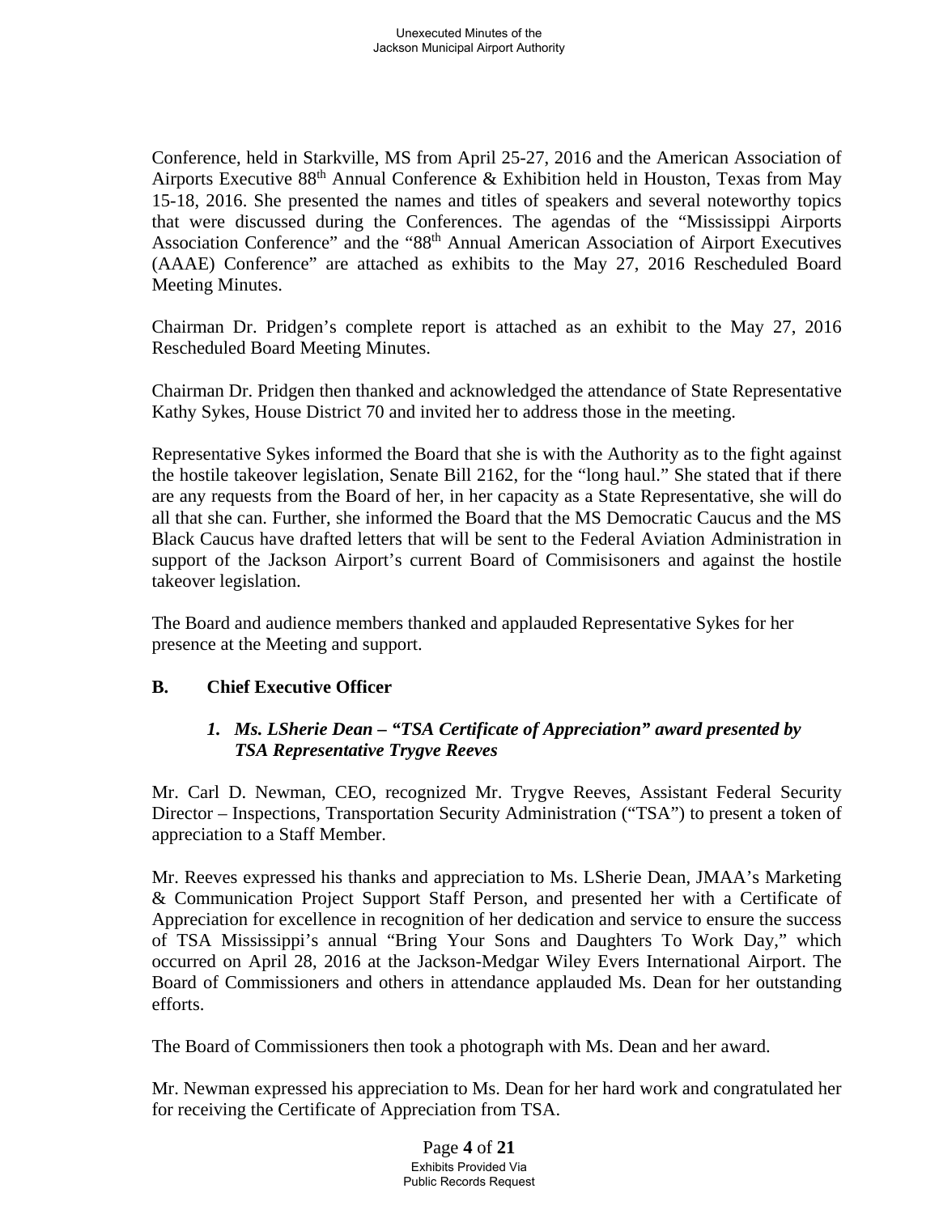Conference, held in Starkville, MS from April 25-27, 2016 and the American Association of Airports Executive 88th Annual Conference & Exhibition held in Houston, Texas from May 15-18, 2016. She presented the names and titles of speakers and several noteworthy topics that were discussed during the Conferences. The agendas of the "Mississippi Airports Association Conference" and the "88th Annual American Association of Airport Executives (AAAE) Conference" are attached as exhibits to the May 27, 2016 Rescheduled Board Meeting Minutes.

Chairman Dr. Pridgen's complete report is attached as an exhibit to the May 27, 2016 Rescheduled Board Meeting Minutes.

Chairman Dr. Pridgen then thanked and acknowledged the attendance of State Representative Kathy Sykes, House District 70 and invited her to address those in the meeting.

Representative Sykes informed the Board that she is with the Authority as to the fight against the hostile takeover legislation, Senate Bill 2162, for the "long haul." She stated that if there are any requests from the Board of her, in her capacity as a State Representative, she will do all that she can. Further, she informed the Board that the MS Democratic Caucus and the MS Black Caucus have drafted letters that will be sent to the Federal Aviation Administration in support of the Jackson Airport's current Board of Commisisoners and against the hostile takeover legislation.

The Board and audience members thanked and applauded Representative Sykes for her presence at the Meeting and support.

**B. Chief Executive Officer**

1. ***Ms. LSherie Dean – "TSA Certificate of Appreciation" award presented by TSA Representative Trygve Reeves***

Mr. Carl D. Newman, CEO, recognized Mr. Trygve Reeves, Assistant Federal Security Director – Inspections, Transportation Security Administration ("TSA") to present a token of appreciation to a Staff Member.

Mr. Reeves expressed his thanks and appreciation to Ms. LSherie Dean, JMAA's Marketing & Communication Project Support Staff Person, and presented her with a Certificate of Appreciation for excellence in recognition of her dedication and service to ensure the success of TSA Mississippi's annual "Bring Your Sons and Daughters To Work Day," which occurred on April 28, 2016 at the Jackson-Medgar Wiley Evers International Airport. The Board of Commissioners and others in attendance applauded Ms. Dean for her outstanding efforts.

The Board of Commissioners then took a photograph with Ms. Dean and her award.

Mr. Newman expressed his appreciation to Ms. Dean for her hard work and congratulated her for receiving the Certificate of Appreciation from TSA.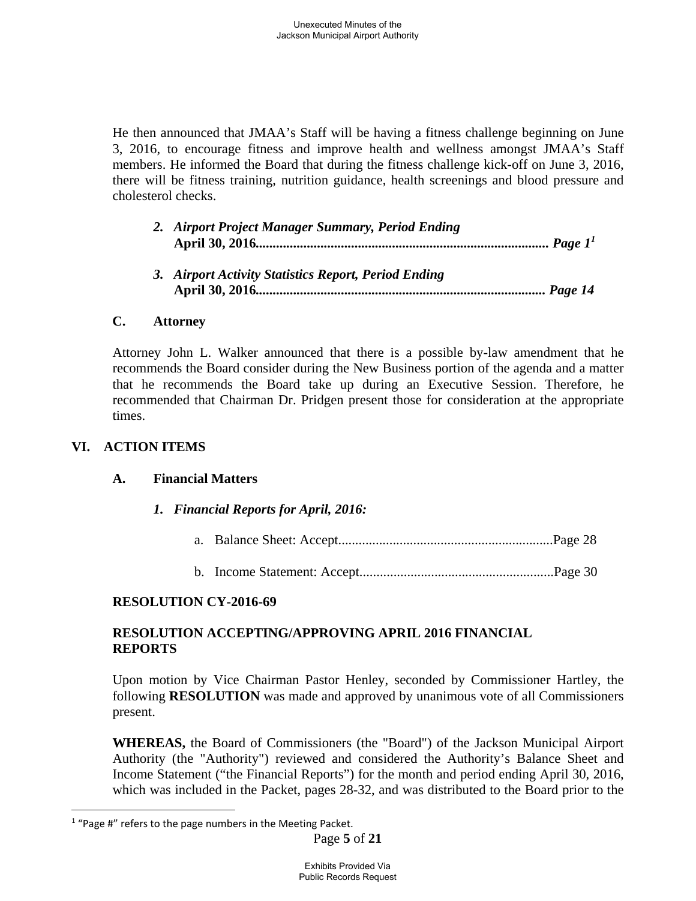He then announced that JMAA's Staff will be having a fitness challenge beginning on June 3, 2016, to encourage fitness and improve health and wellness amongst JMAA's Staff members. He informed the Board that during the fitness challenge kick-off on June 3, 2016, there will be fitness training, nutrition guidance, health screenings and blood pressure and cholesterol checks.

2. ***Airport Project Manager Summary, Period Ending* April 30, 2016**.................................................................................... ***Page 1***[1]

3. ***Airport Activity Statistics Report, Period Ending* April 30, 2016**.................................................................................... ***Page 14***

### C. Attorney

Attorney John L. Walker announced that there is a possible by-law amendment that he recommends the Board consider during the New Business portion of the agenda and a matter that he recommends the Board take up during an Executive Session. Therefore, he recommended that Chairman Dr. Pridgen present those for consideration at the appropriate times.

## VI. ACTION ITEMS

### A. Financial Matters

1. ***Financial Reports for April, 2016:***

   a. Balance Sheet: Accept..............................................................Page 28

   b. Income Statement: Accept.........................................................Page 30

**RESOLUTION CY-2016-69**

**RESOLUTION ACCEPTING/APPROVING APRIL 2016 FINANCIAL REPORTS**

Upon motion by Vice Chairman Pastor Henley, seconded by Commissioner Hartley, the following **RESOLUTION** was made and approved by unanimous vote of all Commissioners present.

**WHEREAS,** the Board of Commissioners (the "Board") of the Jackson Municipal Airport Authority (the "Authority") reviewed and considered the Authority's Balance Sheet and Income Statement ("the Financial Reports") for the month and period ending April 30, 2016, which was included in the Packet, pages 28-32, and was distributed to the Board prior to the

---

[1] "Page #" refers to the page numbers in the Meeting Packet.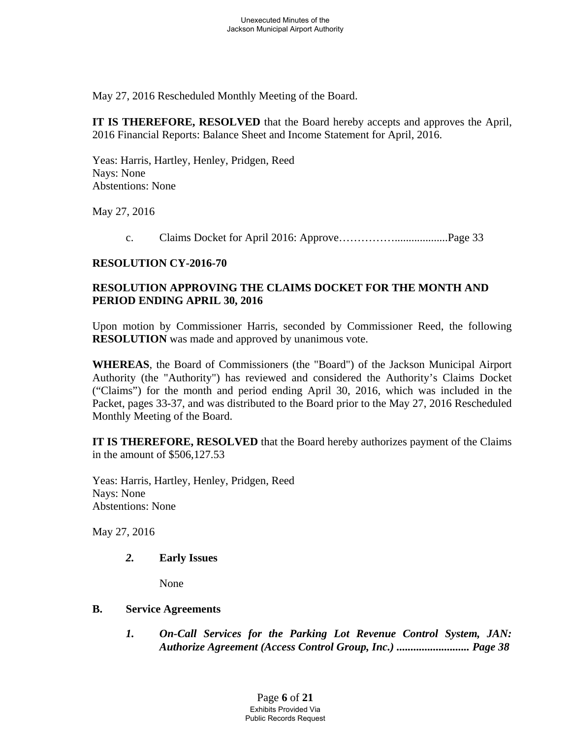May 27, 2016 Rescheduled Monthly Meeting of the Board.

**IT IS THEREFORE, RESOLVED** that the Board hereby accepts and approves the April, 2016 Financial Reports: Balance Sheet and Income Statement for April, 2016.

Yeas: Harris, Hartley, Henley, Pridgen, Reed
Nays: None
Abstentions: None

May 27, 2016

c. Claims Docket for April 2016: Approve……………..................Page 33

**RESOLUTION CY-2016-70**

**RESOLUTION APPROVING THE CLAIMS DOCKET FOR THE MONTH AND PERIOD ENDING APRIL 30, 2016**

Upon motion by Commissioner Harris, seconded by Commissioner Reed, the following **RESOLUTION** was made and approved by unanimous vote.

**WHEREAS**, the Board of Commissioners (the "Board") of the Jackson Municipal Airport Authority (the "Authority") has reviewed and considered the Authority's Claims Docket ("Claims") for the month and period ending April 30, 2016, which was included in the Packet, pages 33-37, and was distributed to the Board prior to the May 27, 2016 Rescheduled Monthly Meeting of the Board.

**IT IS THEREFORE, RESOLVED** that the Board hereby authorizes payment of the Claims in the amount of $506,127.53

Yeas: Harris, Hartley, Henley, Pridgen, Reed
Nays: None
Abstentions: None

May 27, 2016

***2.*** **Early Issues**

None

**B. Service Agreements**

***1. On-Call Services for the Parking Lot Revenue Control System, JAN: Authorize Agreement (Access Control Group, Inc.) .......................... Page 38***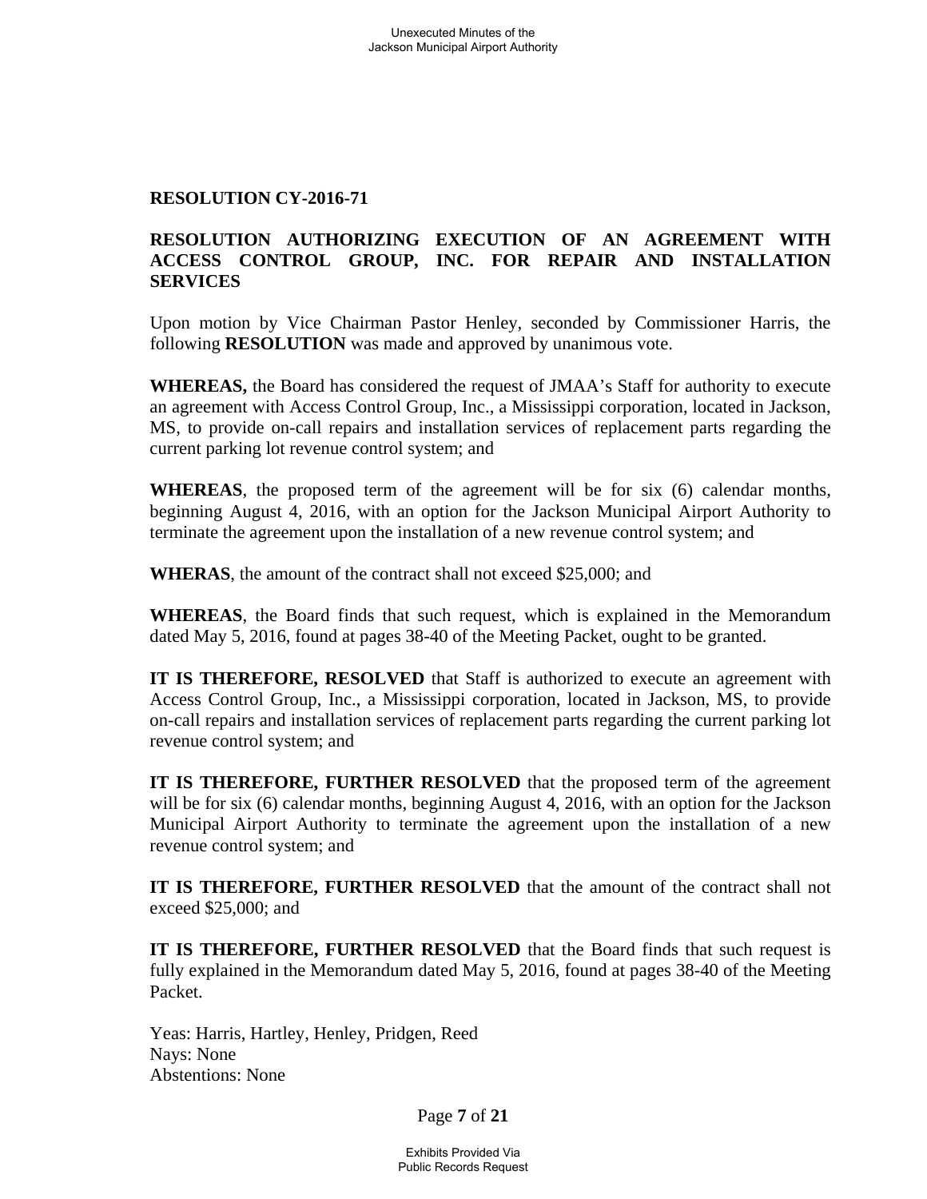**RESOLUTION CY-2016-71**

**RESOLUTION AUTHORIZING EXECUTION OF AN AGREEMENT WITH ACCESS CONTROL GROUP, INC. FOR REPAIR AND INSTALLATION SERVICES**

Upon motion by Vice Chairman Pastor Henley, seconded by Commissioner Harris, the following **RESOLUTION** was made and approved by unanimous vote.

**WHEREAS,** the Board has considered the request of JMAA's Staff for authority to execute an agreement with Access Control Group, Inc., a Mississippi corporation, located in Jackson, MS, to provide on-call repairs and installation services of replacement parts regarding the current parking lot revenue control system; and

**WHEREAS**, the proposed term of the agreement will be for six (6) calendar months, beginning August 4, 2016, with an option for the Jackson Municipal Airport Authority to terminate the agreement upon the installation of a new revenue control system; and

**WHERAS**, the amount of the contract shall not exceed $25,000; and

**WHEREAS**, the Board finds that such request, which is explained in the Memorandum dated May 5, 2016, found at pages 38-40 of the Meeting Packet, ought to be granted.

**IT IS THEREFORE, RESOLVED** that Staff is authorized to execute an agreement with Access Control Group, Inc., a Mississippi corporation, located in Jackson, MS, to provide on-call repairs and installation services of replacement parts regarding the current parking lot revenue control system; and

**IT IS THEREFORE, FURTHER RESOLVED** that the proposed term of the agreement will be for six (6) calendar months, beginning August 4, 2016, with an option for the Jackson Municipal Airport Authority to terminate the agreement upon the installation of a new revenue control system; and

**IT IS THEREFORE, FURTHER RESOLVED** that the amount of the contract shall not exceed $25,000; and

**IT IS THEREFORE, FURTHER RESOLVED** that the Board finds that such request is fully explained in the Memorandum dated May 5, 2016, found at pages 38-40 of the Meeting Packet.

Yeas: Harris, Hartley, Henley, Pridgen, Reed
Nays: None
Abstentions: None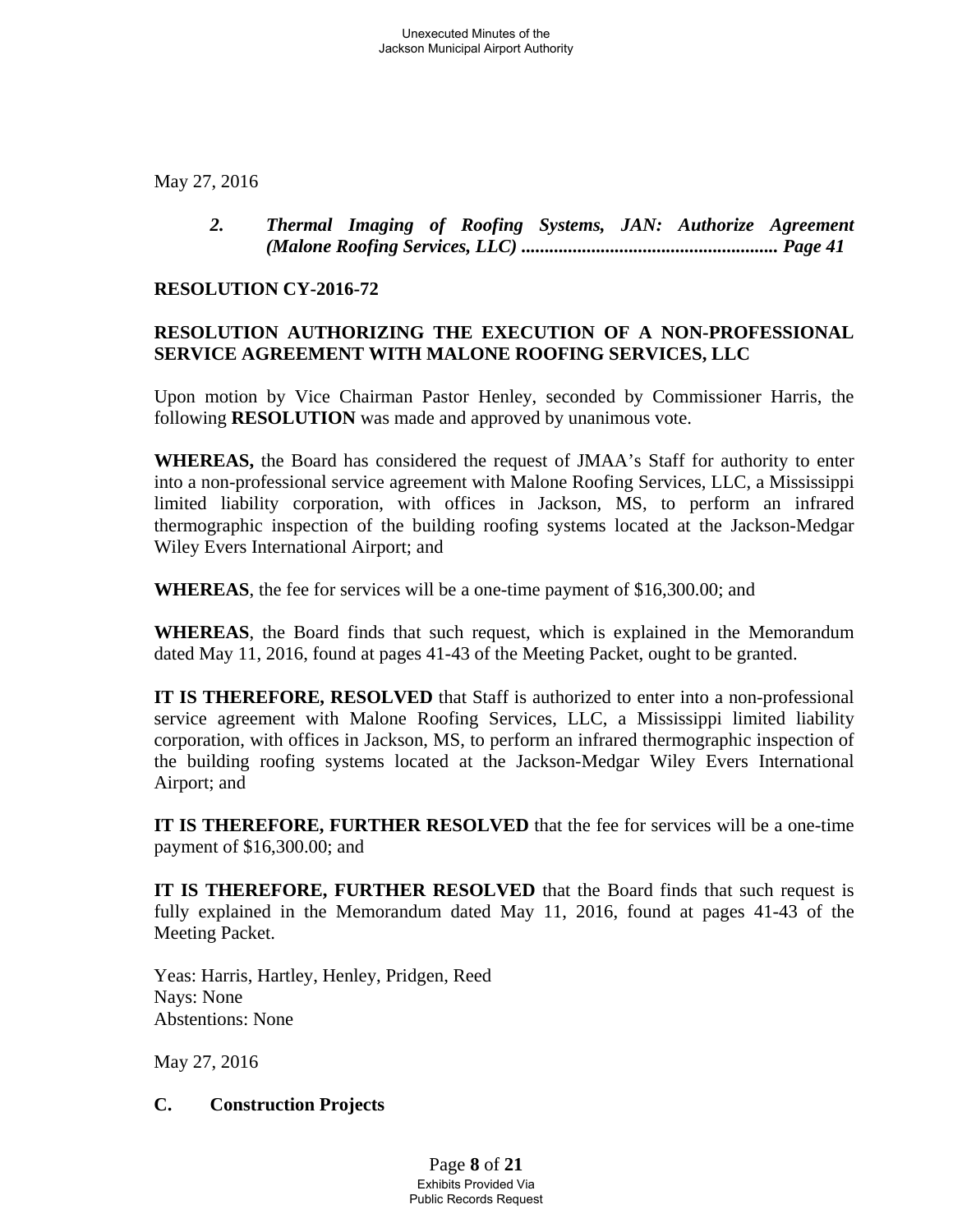May 27, 2016

*2. Thermal Imaging of Roofing Systems, JAN: Authorize Agreement (Malone Roofing Services, LLC) ...................................................... Page 41*

**RESOLUTION CY-2016-72**

**RESOLUTION AUTHORIZING THE EXECUTION OF A NON-PROFESSIONAL SERVICE AGREEMENT WITH MALONE ROOFING SERVICES, LLC**

Upon motion by Vice Chairman Pastor Henley, seconded by Commissioner Harris, the following **RESOLUTION** was made and approved by unanimous vote.

**WHEREAS,** the Board has considered the request of JMAA's Staff for authority to enter into a non-professional service agreement with Malone Roofing Services, LLC, a Mississippi limited liability corporation, with offices in Jackson, MS, to perform an infrared thermographic inspection of the building roofing systems located at the Jackson-Medgar Wiley Evers International Airport; and

**WHEREAS**, the fee for services will be a one-time payment of $16,300.00; and

**WHEREAS**, the Board finds that such request, which is explained in the Memorandum dated May 11, 2016, found at pages 41-43 of the Meeting Packet, ought to be granted.

**IT IS THEREFORE, RESOLVED** that Staff is authorized to enter into a non-professional service agreement with Malone Roofing Services, LLC, a Mississippi limited liability corporation, with offices in Jackson, MS, to perform an infrared thermographic inspection of the building roofing systems located at the Jackson-Medgar Wiley Evers International Airport; and

**IT IS THEREFORE, FURTHER RESOLVED** that the fee for services will be a one-time payment of $16,300.00; and

**IT IS THEREFORE, FURTHER RESOLVED** that the Board finds that such request is fully explained in the Memorandum dated May 11, 2016, found at pages 41-43 of the Meeting Packet.

Yeas: Harris, Hartley, Henley, Pridgen, Reed
Nays: None
Abstentions: None

May 27, 2016

**C. Construction Projects**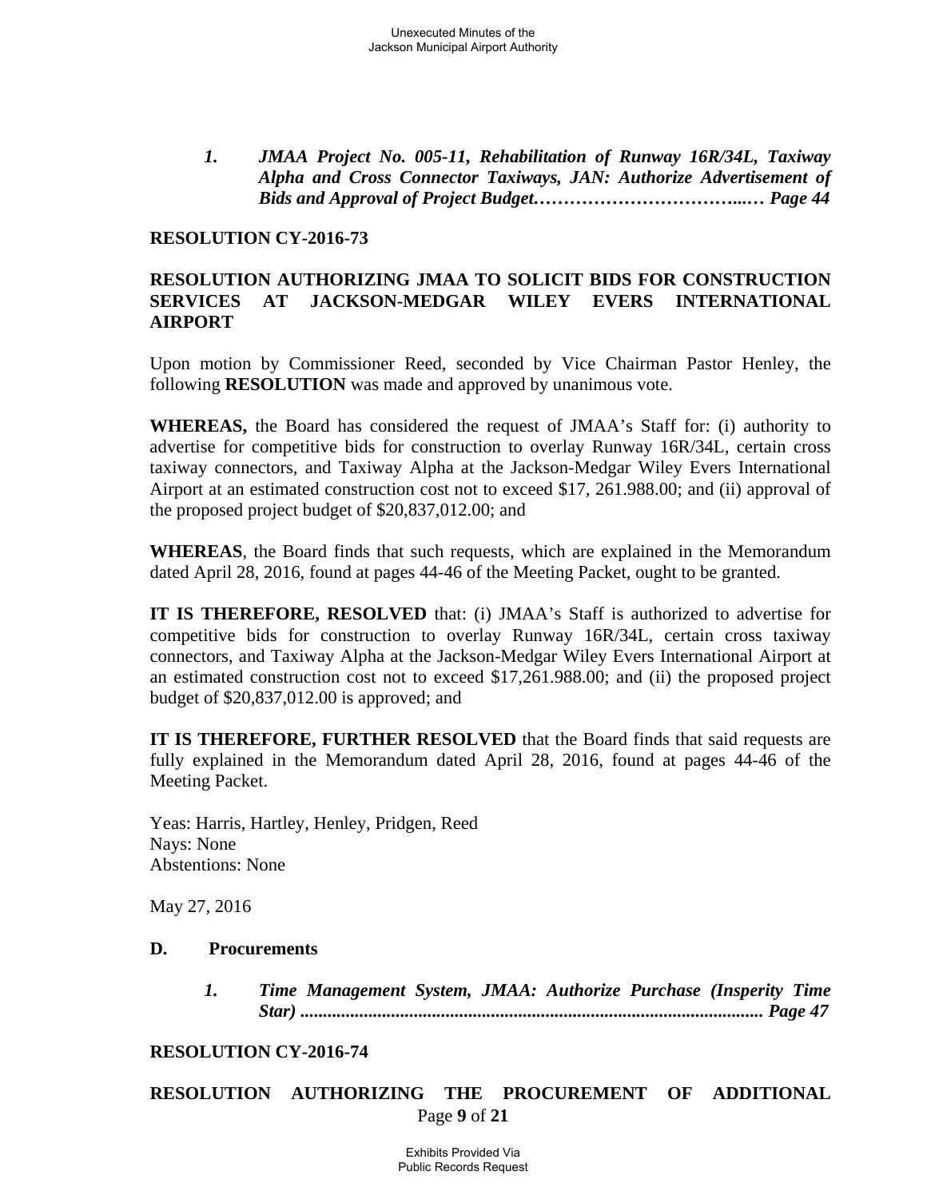1. ***JMAA Project No. 005-11, Rehabilitation of Runway 16R/34L, Taxiway Alpha and Cross Connector Taxiways, JAN: Authorize Advertisement of Bids and Approval of Project Budget……………………………...… Page 44***

**RESOLUTION CY-2016-73**

**RESOLUTION AUTHORIZING JMAA TO SOLICIT BIDS FOR CONSTRUCTION SERVICES AT JACKSON-MEDGAR WILEY EVERS INTERNATIONAL AIRPORT**

Upon motion by Commissioner Reed, seconded by Vice Chairman Pastor Henley, the following **RESOLUTION** was made and approved by unanimous vote.

**WHEREAS,** the Board has considered the request of JMAA's Staff for: (i) authority to advertise for competitive bids for construction to overlay Runway 16R/34L, certain cross taxiway connectors, and Taxiway Alpha at the Jackson-Medgar Wiley Evers International Airport at an estimated construction cost not to exceed $17, 261.988.00; and (ii) approval of the proposed project budget of $20,837,012.00; and

**WHEREAS**, the Board finds that such requests, which are explained in the Memorandum dated April 28, 2016, found at pages 44-46 of the Meeting Packet, ought to be granted.

**IT IS THEREFORE, RESOLVED** that: (i) JMAA's Staff is authorized to advertise for competitive bids for construction to overlay Runway 16R/34L, certain cross taxiway connectors, and Taxiway Alpha at the Jackson-Medgar Wiley Evers International Airport at an estimated construction cost not to exceed $17,261.988.00; and (ii) the proposed project budget of $20,837,012.00 is approved; and

**IT IS THEREFORE, FURTHER RESOLVED** that the Board finds that said requests are fully explained in the Memorandum dated April 28, 2016, found at pages 44-46 of the Meeting Packet.

Yeas: Harris, Hartley, Henley, Pridgen, Reed
Nays: None
Abstentions: None

May 27, 2016

**D. Procurements**

1. ***Time Management System, JMAA: Authorize Purchase (Insperity Time Star) .................................................................................................. Page 47***

**RESOLUTION CY-2016-74**

**RESOLUTION AUTHORIZING THE PROCUREMENT OF ADDITIONAL**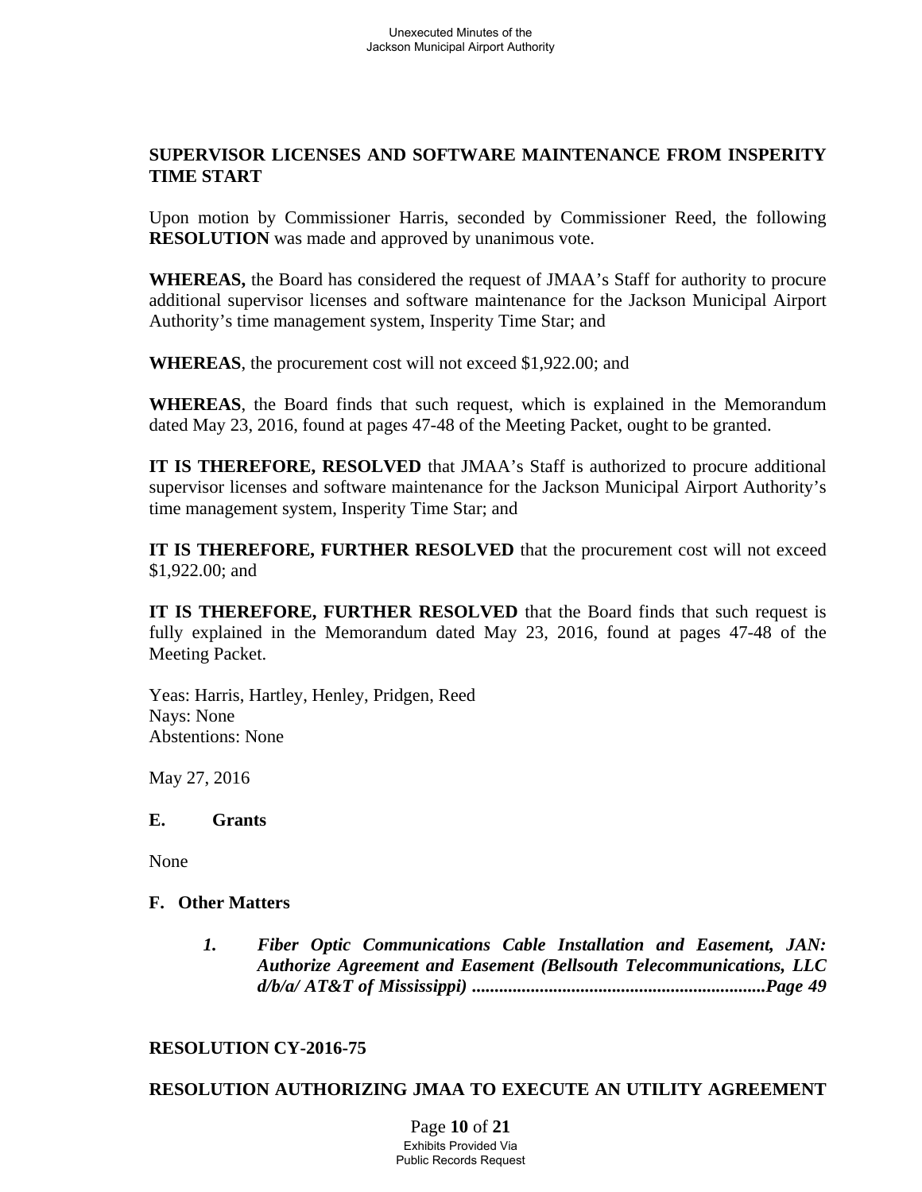**SUPERVISOR LICENSES AND SOFTWARE MAINTENANCE FROM INSPERITY TIME START**

Upon motion by Commissioner Harris, seconded by Commissioner Reed, the following **RESOLUTION** was made and approved by unanimous vote.

**WHEREAS,** the Board has considered the request of JMAA's Staff for authority to procure additional supervisor licenses and software maintenance for the Jackson Municipal Airport Authority's time management system, Insperity Time Star; and

**WHEREAS**, the procurement cost will not exceed $1,922.00; and

**WHEREAS**, the Board finds that such request, which is explained in the Memorandum dated May 23, 2016, found at pages 47-48 of the Meeting Packet, ought to be granted.

**IT IS THEREFORE, RESOLVED** that JMAA's Staff is authorized to procure additional supervisor licenses and software maintenance for the Jackson Municipal Airport Authority's time management system, Insperity Time Star; and

**IT IS THEREFORE, FURTHER RESOLVED** that the procurement cost will not exceed $1,922.00; and

**IT IS THEREFORE, FURTHER RESOLVED** that the Board finds that such request is fully explained in the Memorandum dated May 23, 2016, found at pages 47-48 of the Meeting Packet.

Yeas: Harris, Hartley, Henley, Pridgen, Reed
Nays: None
Abstentions: None

May 27, 2016

**E. Grants**

None

**F. Other Matters**

1. ***Fiber Optic Communications Cable Installation and Easement, JAN: Authorize Agreement and Easement (Bellsouth Telecommunications, LLC d/b/a/ AT&T of Mississippi) ................................................................Page 49***

**RESOLUTION CY-2016-75**

**RESOLUTION AUTHORIZING JMAA TO EXECUTE AN UTILITY AGREEMENT**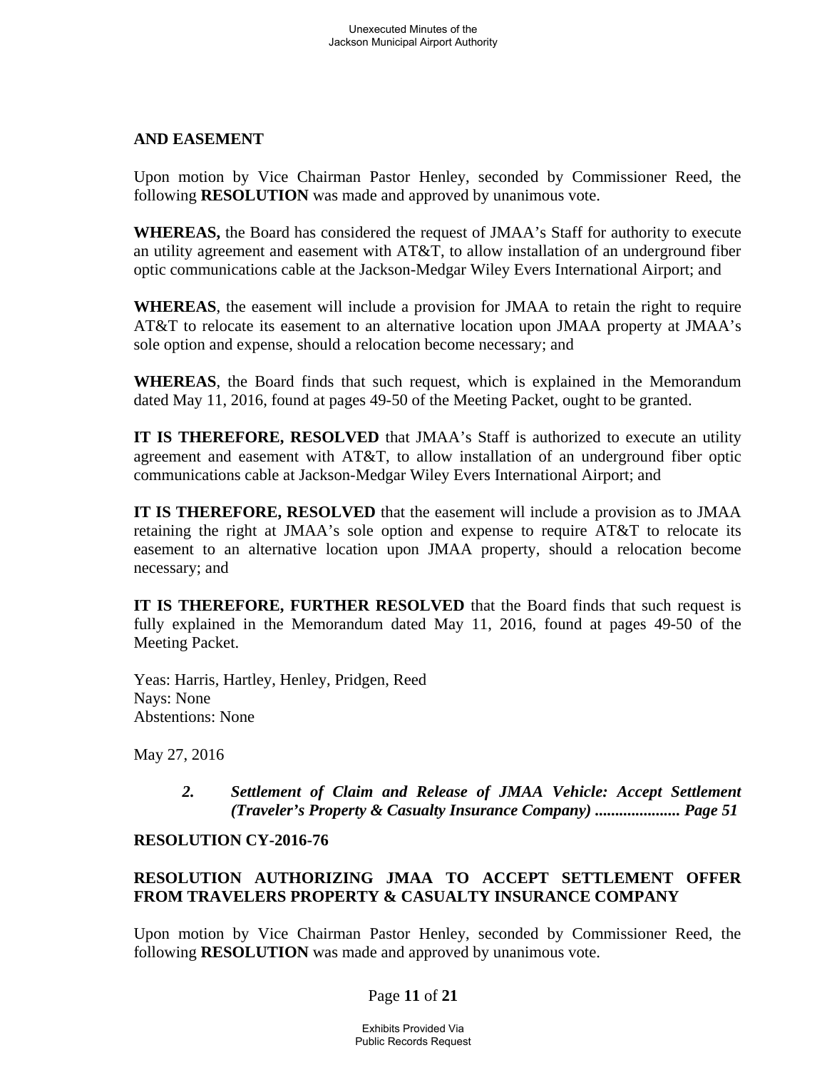**AND EASEMENT**

Upon motion by Vice Chairman Pastor Henley, seconded by Commissioner Reed, the following **RESOLUTION** was made and approved by unanimous vote.

**WHEREAS,** the Board has considered the request of JMAA's Staff for authority to execute an utility agreement and easement with AT&T, to allow installation of an underground fiber optic communications cable at the Jackson-Medgar Wiley Evers International Airport; and

**WHEREAS**, the easement will include a provision for JMAA to retain the right to require AT&T to relocate its easement to an alternative location upon JMAA property at JMAA's sole option and expense, should a relocation become necessary; and

**WHEREAS**, the Board finds that such request, which is explained in the Memorandum dated May 11, 2016, found at pages 49-50 of the Meeting Packet, ought to be granted.

**IT IS THEREFORE, RESOLVED** that JMAA's Staff is authorized to execute an utility agreement and easement with AT&T, to allow installation of an underground fiber optic communications cable at Jackson-Medgar Wiley Evers International Airport; and

**IT IS THEREFORE, RESOLVED** that the easement will include a provision as to JMAA retaining the right at JMAA's sole option and expense to require AT&T to relocate its easement to an alternative location upon JMAA property, should a relocation become necessary; and

**IT IS THEREFORE, FURTHER RESOLVED** that the Board finds that such request is fully explained in the Memorandum dated May 11, 2016, found at pages 49-50 of the Meeting Packet.

Yeas: Harris, Hartley, Henley, Pridgen, Reed
Nays: None
Abstentions: None

May 27, 2016

> ***2. Settlement of Claim and Release of JMAA Vehicle: Accept Settlement (Traveler's Property & Casualty Insurance Company) .................... Page 51***

**RESOLUTION CY-2016-76**

**RESOLUTION AUTHORIZING JMAA TO ACCEPT SETTLEMENT OFFER FROM TRAVELERS PROPERTY & CASUALTY INSURANCE COMPANY**

Upon motion by Vice Chairman Pastor Henley, seconded by Commissioner Reed, the following **RESOLUTION** was made and approved by unanimous vote.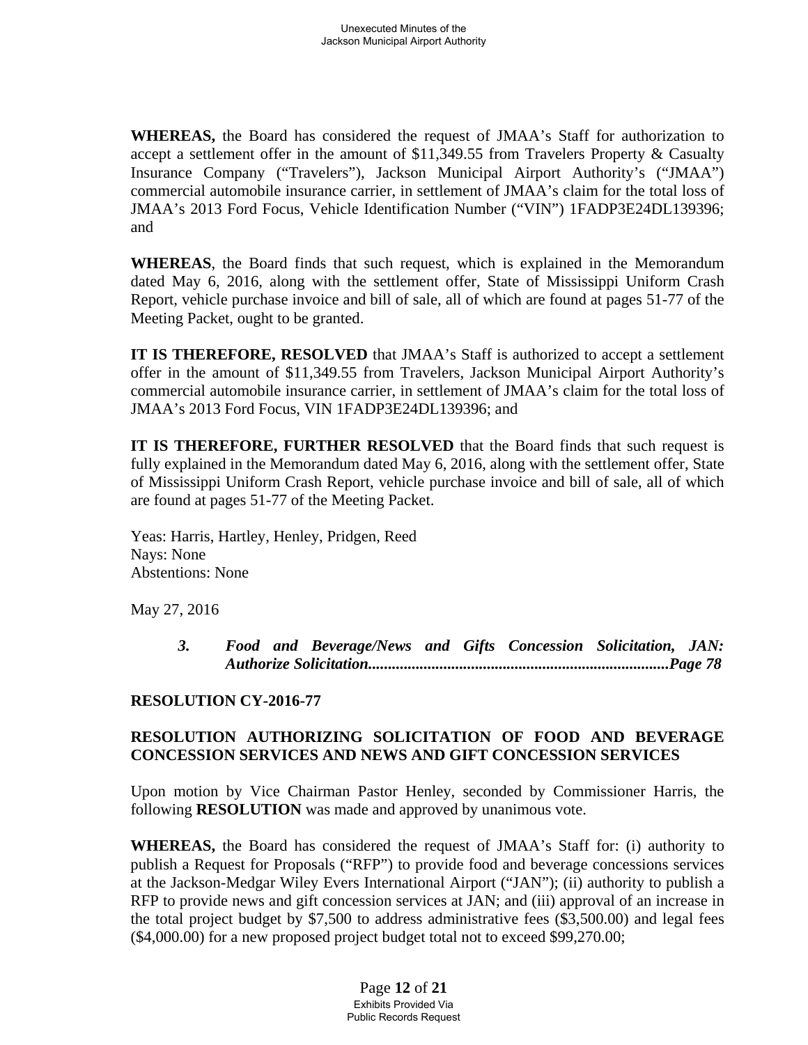**WHEREAS,** the Board has considered the request of JMAA's Staff for authorization to accept a settlement offer in the amount of $11,349.55 from Travelers Property & Casualty Insurance Company ("Travelers"), Jackson Municipal Airport Authority's ("JMAA") commercial automobile insurance carrier, in settlement of JMAA's claim for the total loss of JMAA's 2013 Ford Focus, Vehicle Identification Number ("VIN") 1FADP3E24DL139396; and

**WHEREAS**, the Board finds that such request, which is explained in the Memorandum dated May 6, 2016, along with the settlement offer, State of Mississippi Uniform Crash Report, vehicle purchase invoice and bill of sale, all of which are found at pages 51-77 of the Meeting Packet, ought to be granted.

**IT IS THEREFORE, RESOLVED** that JMAA's Staff is authorized to accept a settlement offer in the amount of $11,349.55 from Travelers, Jackson Municipal Airport Authority's commercial automobile insurance carrier, in settlement of JMAA's claim for the total loss of JMAA's 2013 Ford Focus, VIN 1FADP3E24DL139396; and

**IT IS THEREFORE, FURTHER RESOLVED** that the Board finds that such request is fully explained in the Memorandum dated May 6, 2016, along with the settlement offer, State of Mississippi Uniform Crash Report, vehicle purchase invoice and bill of sale, all of which are found at pages 51-77 of the Meeting Packet.

Yeas: Harris, Hartley, Henley, Pridgen, Reed
Nays: None
Abstentions: None

May 27, 2016

***3. Food and Beverage/News and Gifts Concession Solicitation, JAN: Authorize Solicitation..........................................................................Page 78***

**RESOLUTION CY-2016-77**

**RESOLUTION AUTHORIZING SOLICITATION OF FOOD AND BEVERAGE CONCESSION SERVICES AND NEWS AND GIFT CONCESSION SERVICES**

Upon motion by Vice Chairman Pastor Henley, seconded by Commissioner Harris, the following **RESOLUTION** was made and approved by unanimous vote.

**WHEREAS,** the Board has considered the request of JMAA's Staff for: (i) authority to publish a Request for Proposals ("RFP") to provide food and beverage concessions services at the Jackson-Medgar Wiley Evers International Airport ("JAN"); (ii) authority to publish a RFP to provide news and gift concession services at JAN; and (iii) approval of an increase in the total project budget by $7,500 to address administrative fees ($3,500.00) and legal fees ($4,000.00) for a new proposed project budget total not to exceed $99,270.00;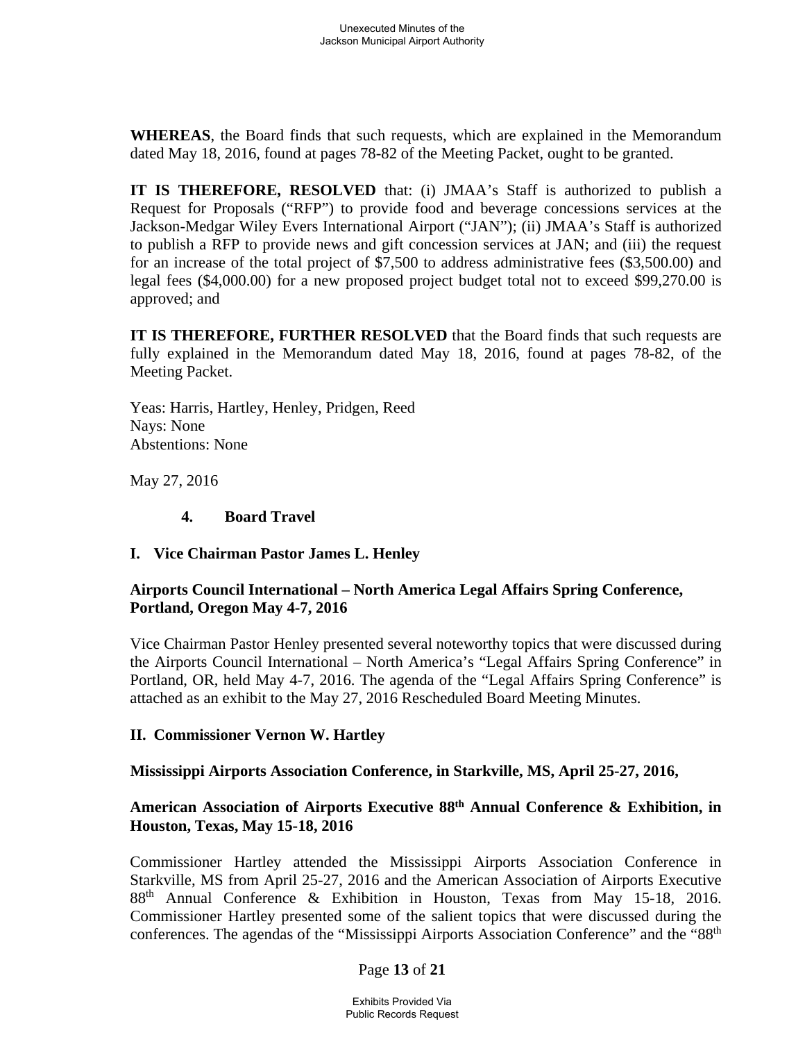**WHEREAS**, the Board finds that such requests, which are explained in the Memorandum dated May 18, 2016, found at pages 78-82 of the Meeting Packet, ought to be granted.

**IT IS THEREFORE, RESOLVED** that: (i) JMAA's Staff is authorized to publish a Request for Proposals ("RFP") to provide food and beverage concessions services at the Jackson-Medgar Wiley Evers International Airport ("JAN"); (ii) JMAA's Staff is authorized to publish a RFP to provide news and gift concession services at JAN; and (iii) the request for an increase of the total project of $7,500 to address administrative fees ($3,500.00) and legal fees ($4,000.00) for a new proposed project budget total not to exceed $99,270.00 is approved; and

**IT IS THEREFORE, FURTHER RESOLVED** that the Board finds that such requests are fully explained in the Memorandum dated May 18, 2016, found at pages 78-82, of the Meeting Packet.

Yeas: Harris, Hartley, Henley, Pridgen, Reed
Nays: None
Abstentions: None

May 27, 2016

**4. Board Travel**

**I. Vice Chairman Pastor James L. Henley**

**Airports Council International – North America Legal Affairs Spring Conference, Portland, Oregon May 4-7, 2016**

Vice Chairman Pastor Henley presented several noteworthy topics that were discussed during the Airports Council International – North America's "Legal Affairs Spring Conference" in Portland, OR, held May 4-7, 2016. The agenda of the "Legal Affairs Spring Conference" is attached as an exhibit to the May 27, 2016 Rescheduled Board Meeting Minutes.

**II. Commissioner Vernon W. Hartley**

**Mississippi Airports Association Conference, in Starkville, MS, April 25-27, 2016,**

**American Association of Airports Executive 88th Annual Conference & Exhibition, in Houston, Texas, May 15-18, 2016**

Commissioner Hartley attended the Mississippi Airports Association Conference in Starkville, MS from April 25-27, 2016 and the American Association of Airports Executive 88th Annual Conference & Exhibition in Houston, Texas from May 15-18, 2016. Commissioner Hartley presented some of the salient topics that were discussed during the conferences. The agendas of the "Mississippi Airports Association Conference" and the "88th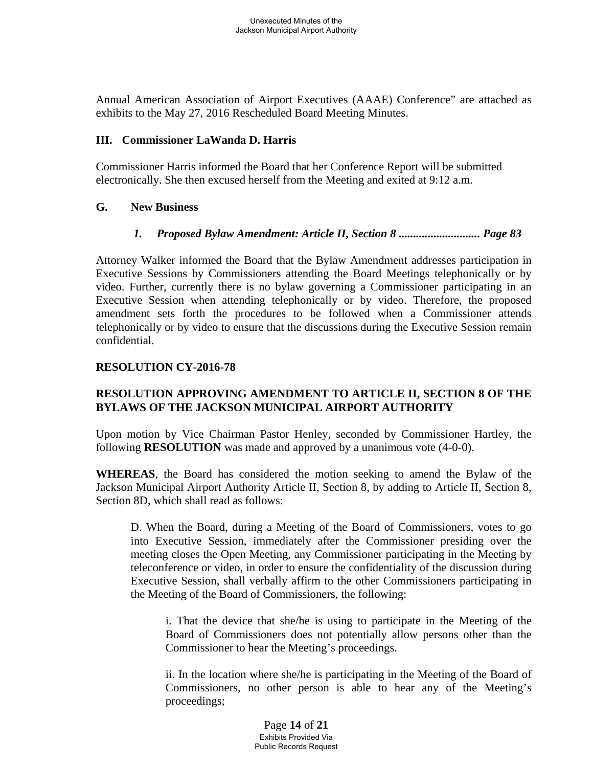Annual American Association of Airport Executives (AAAE) Conference" are attached as exhibits to the May 27, 2016 Rescheduled Board Meeting Minutes.

### III. Commissioner LaWanda D. Harris

Commissioner Harris informed the Board that her Conference Report will be submitted electronically. She then excused herself from the Meeting and exited at 9:12 a.m.

## G. New Business

***1. Proposed Bylaw Amendment: Article II, Section 8 ............................ Page 83***

Attorney Walker informed the Board that the Bylaw Amendment addresses participation in Executive Sessions by Commissioners attending the Board Meetings telephonically or by video. Further, currently there is no bylaw governing a Commissioner participating in an Executive Session when attending telephonically or by video. Therefore, the proposed amendment sets forth the procedures to be followed when a Commissioner attends telephonically or by video to ensure that the discussions during the Executive Session remain confidential.

**RESOLUTION CY-2016-78**

**RESOLUTION APPROVING AMENDMENT TO ARTICLE II, SECTION 8 OF THE BYLAWS OF THE JACKSON MUNICIPAL AIRPORT AUTHORITY**

Upon motion by Vice Chairman Pastor Henley, seconded by Commissioner Hartley, the following **RESOLUTION** was made and approved by a unanimous vote (4-0-0).

**WHEREAS**, the Board has considered the motion seeking to amend the Bylaw of the Jackson Municipal Airport Authority Article II, Section 8, by adding to Article II, Section 8, Section 8D, which shall read as follows:

> D. When the Board, during a Meeting of the Board of Commissioners, votes to go into Executive Session, immediately after the Commissioner presiding over the meeting closes the Open Meeting, any Commissioner participating in the Meeting by teleconference or video, in order to ensure the confidentiality of the discussion during Executive Session, shall verbally affirm to the other Commissioners participating in the Meeting of the Board of Commissioners, the following:
>
> > i. That the device that she/he is using to participate in the Meeting of the Board of Commissioners does not potentially allow persons other than the Commissioner to hear the Meeting's proceedings.
> >
> > ii. In the location where she/he is participating in the Meeting of the Board of Commissioners, no other person is able to hear any of the Meeting's proceedings;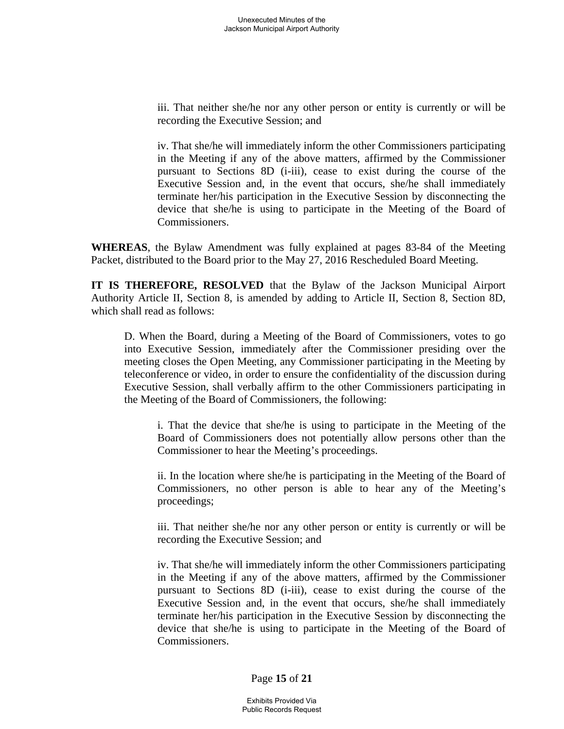iii. That neither she/he nor any other person or entity is currently or will be recording the Executive Session; and

iv. That she/he will immediately inform the other Commissioners participating in the Meeting if any of the above matters, affirmed by the Commissioner pursuant to Sections 8D (i-iii), cease to exist during the course of the Executive Session and, in the event that occurs, she/he shall immediately terminate her/his participation in the Executive Session by disconnecting the device that she/he is using to participate in the Meeting of the Board of Commissioners.

**WHEREAS**, the Bylaw Amendment was fully explained at pages 83-84 of the Meeting Packet, distributed to the Board prior to the May 27, 2016 Rescheduled Board Meeting.

**IT IS THEREFORE, RESOLVED** that the Bylaw of the Jackson Municipal Airport Authority Article II, Section 8, is amended by adding to Article II, Section 8, Section 8D, which shall read as follows:

> D. When the Board, during a Meeting of the Board of Commissioners, votes to go into Executive Session, immediately after the Commissioner presiding over the meeting closes the Open Meeting, any Commissioner participating in the Meeting by teleconference or video, in order to ensure the confidentiality of the discussion during Executive Session, shall verbally affirm to the other Commissioners participating in the Meeting of the Board of Commissioners, the following:
>
> i. That the device that she/he is using to participate in the Meeting of the Board of Commissioners does not potentially allow persons other than the Commissioner to hear the Meeting's proceedings.
>
> ii. In the location where she/he is participating in the Meeting of the Board of Commissioners, no other person is able to hear any of the Meeting's proceedings;
>
> iii. That neither she/he nor any other person or entity is currently or will be recording the Executive Session; and
>
> iv. That she/he will immediately inform the other Commissioners participating in the Meeting if any of the above matters, affirmed by the Commissioner pursuant to Sections 8D (i-iii), cease to exist during the course of the Executive Session and, in the event that occurs, she/he shall immediately terminate her/his participation in the Executive Session by disconnecting the device that she/he is using to participate in the Meeting of the Board of Commissioners.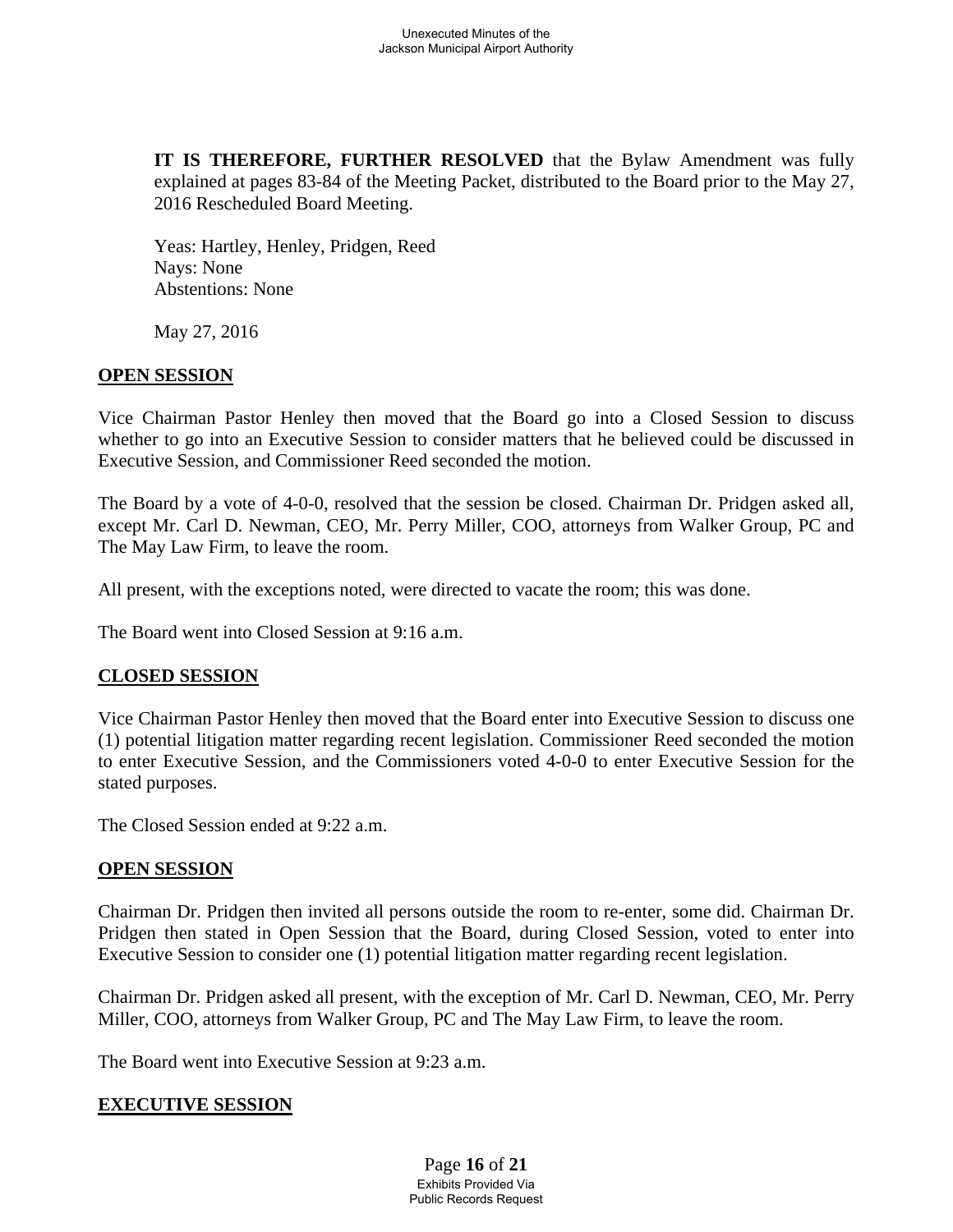**IT IS THEREFORE, FURTHER RESOLVED** that the Bylaw Amendment was fully explained at pages 83-84 of the Meeting Packet, distributed to the Board prior to the May 27, 2016 Rescheduled Board Meeting.

Yeas: Hartley, Henley, Pridgen, Reed
Nays: None
Abstentions: None

May 27, 2016

**OPEN SESSION**

Vice Chairman Pastor Henley then moved that the Board go into a Closed Session to discuss whether to go into an Executive Session to consider matters that he believed could be discussed in Executive Session, and Commissioner Reed seconded the motion.

The Board by a vote of 4-0-0, resolved that the session be closed. Chairman Dr. Pridgen asked all, except Mr. Carl D. Newman, CEO, Mr. Perry Miller, COO, attorneys from Walker Group, PC and The May Law Firm, to leave the room.

All present, with the exceptions noted, were directed to vacate the room; this was done.

The Board went into Closed Session at 9:16 a.m.

**CLOSED SESSION**

Vice Chairman Pastor Henley then moved that the Board enter into Executive Session to discuss one (1) potential litigation matter regarding recent legislation. Commissioner Reed seconded the motion to enter Executive Session, and the Commissioners voted 4-0-0 to enter Executive Session for the stated purposes.

The Closed Session ended at 9:22 a.m.

**OPEN SESSION**

Chairman Dr. Pridgen then invited all persons outside the room to re-enter, some did. Chairman Dr. Pridgen then stated in Open Session that the Board, during Closed Session, voted to enter into Executive Session to consider one (1) potential litigation matter regarding recent legislation.

Chairman Dr. Pridgen asked all present, with the exception of Mr. Carl D. Newman, CEO, Mr. Perry Miller, COO, attorneys from Walker Group, PC and The May Law Firm, to leave the room.

The Board went into Executive Session at 9:23 a.m.

**EXECUTIVE SESSION**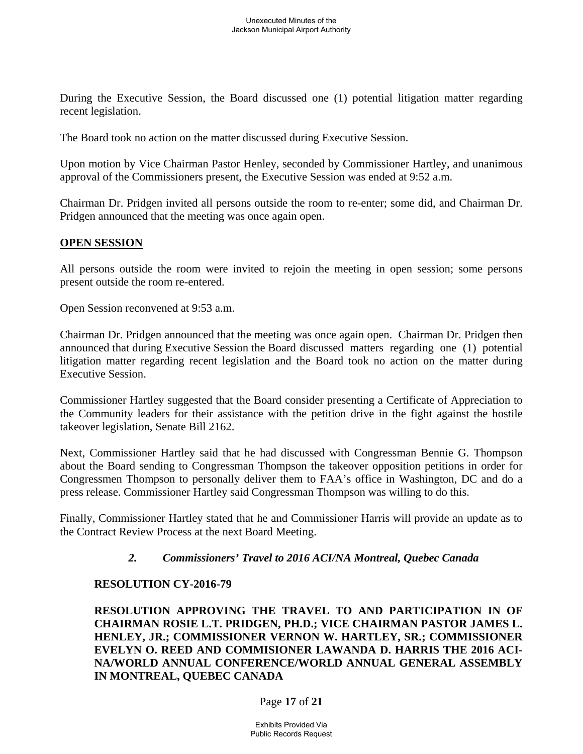During the Executive Session, the Board discussed one (1) potential litigation matter regarding recent legislation.

The Board took no action on the matter discussed during Executive Session.

Upon motion by Vice Chairman Pastor Henley, seconded by Commissioner Hartley, and unanimous approval of the Commissioners present, the Executive Session was ended at 9:52 a.m.

Chairman Dr. Pridgen invited all persons outside the room to re-enter; some did, and Chairman Dr. Pridgen announced that the meeting was once again open.

**OPEN SESSION**

All persons outside the room were invited to rejoin the meeting in open session; some persons present outside the room re-entered.

Open Session reconvened at 9:53 a.m.

Chairman Dr. Pridgen announced that the meeting was once again open. Chairman Dr. Pridgen then announced that during Executive Session the Board discussed matters regarding one (1) potential litigation matter regarding recent legislation and the Board took no action on the matter during Executive Session.

Commissioner Hartley suggested that the Board consider presenting a Certificate of Appreciation to the Community leaders for their assistance with the petition drive in the fight against the hostile takeover legislation, Senate Bill 2162.

Next, Commissioner Hartley said that he had discussed with Congressman Bennie G. Thompson about the Board sending to Congressman Thompson the takeover opposition petitions in order for Congressmen Thompson to personally deliver them to FAA's office in Washington, DC and do a press release. Commissioner Hartley said Congressman Thompson was willing to do this.

Finally, Commissioner Hartley stated that he and Commissioner Harris will provide an update as to the Contract Review Process at the next Board Meeting.

***2. Commissioners' Travel to 2016 ACI/NA Montreal, Quebec Canada***

**RESOLUTION CY-2016-79**

**RESOLUTION APPROVING THE TRAVEL TO AND PARTICIPATION IN OF CHAIRMAN ROSIE L.T. PRIDGEN, PH.D.; VICE CHAIRMAN PASTOR JAMES L. HENLEY, JR.; COMMISSIONER VERNON W. HARTLEY, SR.; COMMISSIONER EVELYN O. REED AND COMMISIONER LAWANDA D. HARRIS THE 2016 ACI-NA/WORLD ANNUAL CONFERENCE/WORLD ANNUAL GENERAL ASSEMBLY IN MONTREAL, QUEBEC CANADA**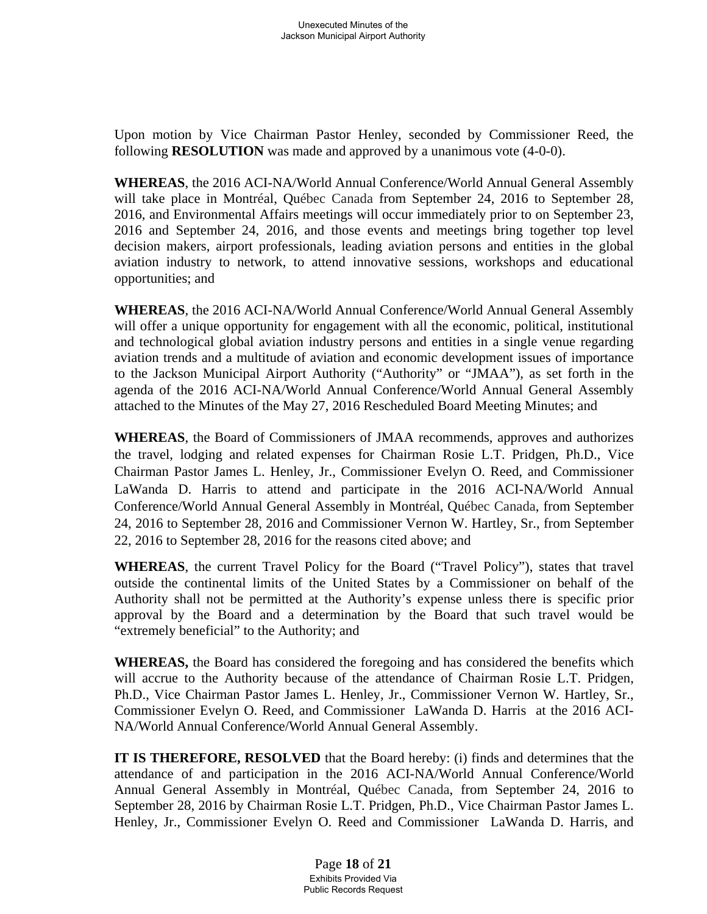Upon motion by Vice Chairman Pastor Henley, seconded by Commissioner Reed, the following **RESOLUTION** was made and approved by a unanimous vote (4-0-0).

**WHEREAS**, the 2016 ACI-NA/World Annual Conference/World Annual General Assembly will take place in Montréal, Québec Canada from September 24, 2016 to September 28, 2016, and Environmental Affairs meetings will occur immediately prior to on September 23, 2016 and September 24, 2016, and those events and meetings bring together top level decision makers, airport professionals, leading aviation persons and entities in the global aviation industry to network, to attend innovative sessions, workshops and educational opportunities; and

**WHEREAS**, the 2016 ACI-NA/World Annual Conference/World Annual General Assembly will offer a unique opportunity for engagement with all the economic, political, institutional and technological global aviation industry persons and entities in a single venue regarding aviation trends and a multitude of aviation and economic development issues of importance to the Jackson Municipal Airport Authority ("Authority" or "JMAA"), as set forth in the agenda of the 2016 ACI-NA/World Annual Conference/World Annual General Assembly attached to the Minutes of the May 27, 2016 Rescheduled Board Meeting Minutes; and

**WHEREAS**, the Board of Commissioners of JMAA recommends, approves and authorizes the travel, lodging and related expenses for Chairman Rosie L.T. Pridgen, Ph.D., Vice Chairman Pastor James L. Henley, Jr., Commissioner Evelyn O. Reed, and Commissioner LaWanda D. Harris to attend and participate in the 2016 ACI-NA/World Annual Conference/World Annual General Assembly in Montréal, Québec Canada, from September 24, 2016 to September 28, 2016 and Commissioner Vernon W. Hartley, Sr., from September 22, 2016 to September 28, 2016 for the reasons cited above; and

**WHEREAS**, the current Travel Policy for the Board ("Travel Policy"), states that travel outside the continental limits of the United States by a Commissioner on behalf of the Authority shall not be permitted at the Authority's expense unless there is specific prior approval by the Board and a determination by the Board that such travel would be "extremely beneficial" to the Authority; and

**WHEREAS,** the Board has considered the foregoing and has considered the benefits which will accrue to the Authority because of the attendance of Chairman Rosie L.T. Pridgen, Ph.D., Vice Chairman Pastor James L. Henley, Jr., Commissioner Vernon W. Hartley, Sr., Commissioner Evelyn O. Reed, and Commissioner LaWanda D. Harris at the 2016 ACI-NA/World Annual Conference/World Annual General Assembly.

**IT IS THEREFORE, RESOLVED** that the Board hereby: (i) finds and determines that the attendance of and participation in the 2016 ACI-NA/World Annual Conference/World Annual General Assembly in Montréal, Québec Canada, from September 24, 2016 to September 28, 2016 by Chairman Rosie L.T. Pridgen, Ph.D., Vice Chairman Pastor James L. Henley, Jr., Commissioner Evelyn O. Reed and Commissioner LaWanda D. Harris, and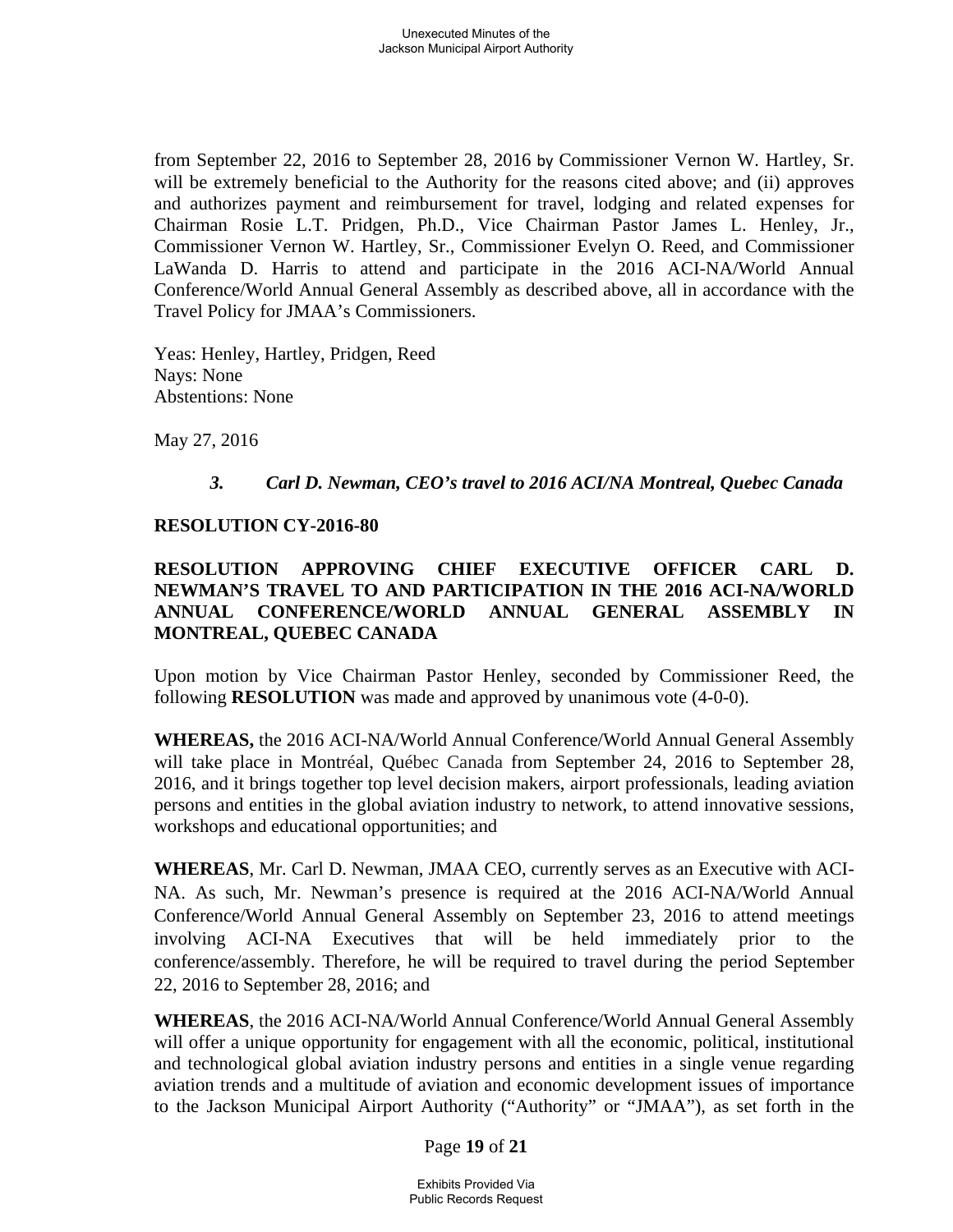from September 22, 2016 to September 28, 2016 by Commissioner Vernon W. Hartley, Sr. will be extremely beneficial to the Authority for the reasons cited above; and (ii) approves and authorizes payment and reimbursement for travel, lodging and related expenses for Chairman Rosie L.T. Pridgen, Ph.D., Vice Chairman Pastor James L. Henley, Jr., Commissioner Vernon W. Hartley, Sr., Commissioner Evelyn O. Reed, and Commissioner LaWanda D. Harris to attend and participate in the 2016 ACI-NA/World Annual Conference/World Annual General Assembly as described above, all in accordance with the Travel Policy for JMAA's Commissioners.

Yeas: Henley, Hartley, Pridgen, Reed
Nays: None
Abstentions: None

May 27, 2016

### *3. Carl D. Newman, CEO's travel to 2016 ACI/NA Montreal, Quebec Canada*

**RESOLUTION CY-2016-80**

**RESOLUTION APPROVING CHIEF EXECUTIVE OFFICER CARL D. NEWMAN'S TRAVEL TO AND PARTICIPATION IN THE 2016 ACI-NA/WORLD ANNUAL CONFERENCE/WORLD ANNUAL GENERAL ASSEMBLY IN MONTREAL, QUEBEC CANADA**

Upon motion by Vice Chairman Pastor Henley, seconded by Commissioner Reed, the following **RESOLUTION** was made and approved by unanimous vote (4-0-0).

**WHEREAS,** the 2016 ACI-NA/World Annual Conference/World Annual General Assembly will take place in Montréal, Québec Canada from September 24, 2016 to September 28, 2016, and it brings together top level decision makers, airport professionals, leading aviation persons and entities in the global aviation industry to network, to attend innovative sessions, workshops and educational opportunities; and

**WHEREAS**, Mr. Carl D. Newman, JMAA CEO, currently serves as an Executive with ACI-NA. As such, Mr. Newman's presence is required at the 2016 ACI-NA/World Annual Conference/World Annual General Assembly on September 23, 2016 to attend meetings involving ACI-NA Executives that will be held immediately prior to the conference/assembly. Therefore, he will be required to travel during the period September 22, 2016 to September 28, 2016; and

**WHEREAS**, the 2016 ACI-NA/World Annual Conference/World Annual General Assembly will offer a unique opportunity for engagement with all the economic, political, institutional and technological global aviation industry persons and entities in a single venue regarding aviation trends and a multitude of aviation and economic development issues of importance to the Jackson Municipal Airport Authority ("Authority" or "JMAA"), as set forth in the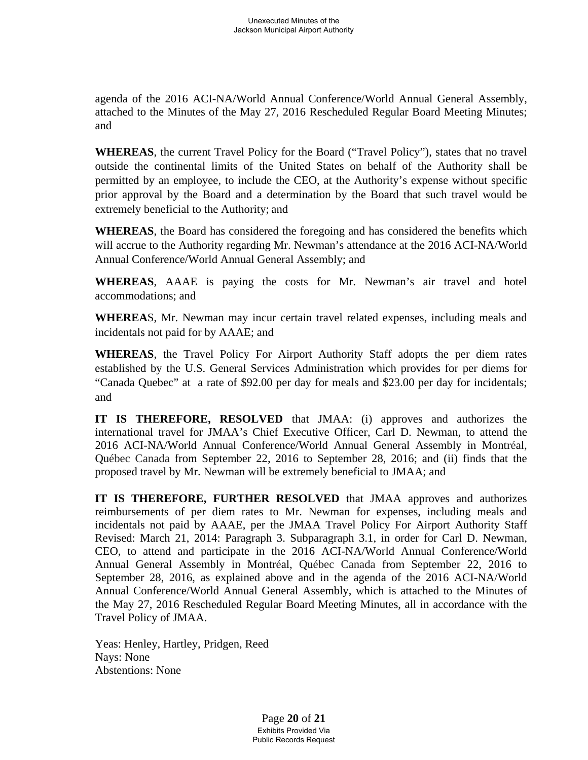agenda of the 2016 ACI-NA/World Annual Conference/World Annual General Assembly, attached to the Minutes of the May 27, 2016 Rescheduled Regular Board Meeting Minutes; and

**WHEREAS**, the current Travel Policy for the Board ("Travel Policy"), states that no travel outside the continental limits of the United States on behalf of the Authority shall be permitted by an employee, to include the CEO, at the Authority's expense without specific prior approval by the Board and a determination by the Board that such travel would be extremely beneficial to the Authority; and

**WHEREAS**, the Board has considered the foregoing and has considered the benefits which will accrue to the Authority regarding Mr. Newman's attendance at the 2016 ACI-NA/World Annual Conference/World Annual General Assembly; and

**WHEREAS**, AAAE is paying the costs for Mr. Newman's air travel and hotel accommodations; and

**WHEREA**S, Mr. Newman may incur certain travel related expenses, including meals and incidentals not paid for by AAAE; and

**WHEREAS**, the Travel Policy For Airport Authority Staff adopts the per diem rates established by the U.S. General Services Administration which provides for per diems for "Canada Quebec" at a rate of $92.00 per day for meals and $23.00 per day for incidentals; and

**IT IS THEREFORE, RESOLVED** that JMAA: (i) approves and authorizes the international travel for JMAA's Chief Executive Officer, Carl D. Newman, to attend the 2016 ACI-NA/World Annual Conference/World Annual General Assembly in Montréal, Québec Canada from September 22, 2016 to September 28, 2016; and (ii) finds that the proposed travel by Mr. Newman will be extremely beneficial to JMAA; and

**IT IS THEREFORE, FURTHER RESOLVED** that JMAA approves and authorizes reimbursements of per diem rates to Mr. Newman for expenses, including meals and incidentals not paid by AAAE, per the JMAA Travel Policy For Airport Authority Staff Revised: March 21, 2014: Paragraph 3. Subparagraph 3.1, in order for Carl D. Newman, CEO, to attend and participate in the 2016 ACI-NA/World Annual Conference/World Annual General Assembly in Montréal, Québec Canada from September 22, 2016 to September 28, 2016, as explained above and in the agenda of the 2016 ACI-NA/World Annual Conference/World Annual General Assembly, which is attached to the Minutes of the May 27, 2016 Rescheduled Regular Board Meeting Minutes, all in accordance with the Travel Policy of JMAA.

Yeas: Henley, Hartley, Pridgen, Reed
Nays: None
Abstentions: None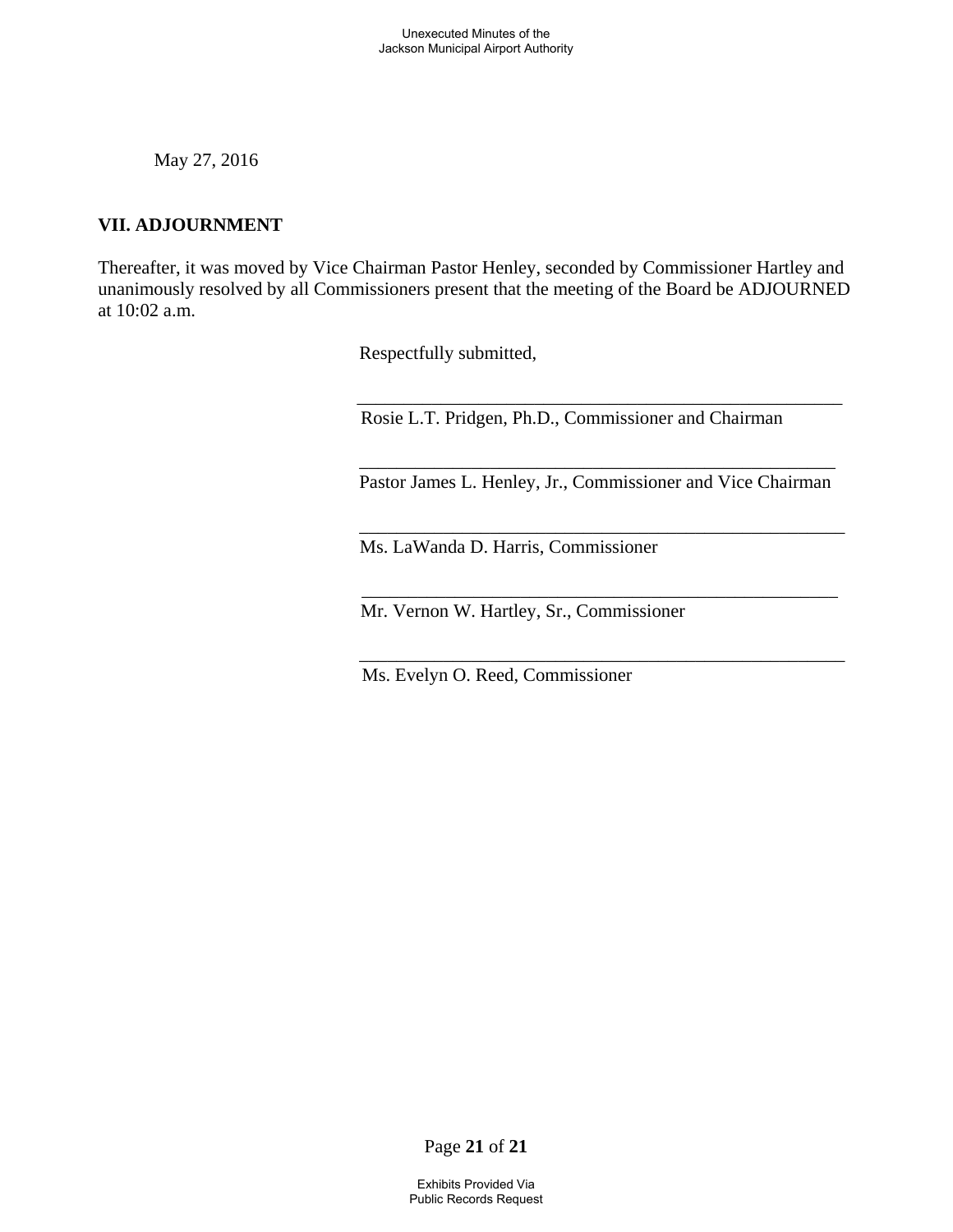May 27, 2016

## VII. ADJOURNMENT

Thereafter, it was moved by Vice Chairman Pastor Henley, seconded by Commissioner Hartley and unanimously resolved by all Commissioners present that the meeting of the Board be ADJOURNED at 10:02 a.m.

Respectfully submitted,

______________________________________________

Rosie L.T. Pridgen, Ph.D., Commissioner and Chairman

______________________________________________

Pastor James L. Henley, Jr., Commissioner and Vice Chairman

______________________________________________

Ms. LaWanda D. Harris, Commissioner

______________________________________________

Mr. Vernon W. Hartley, Sr., Commissioner

______________________________________________

Ms. Evelyn O. Reed, Commissioner